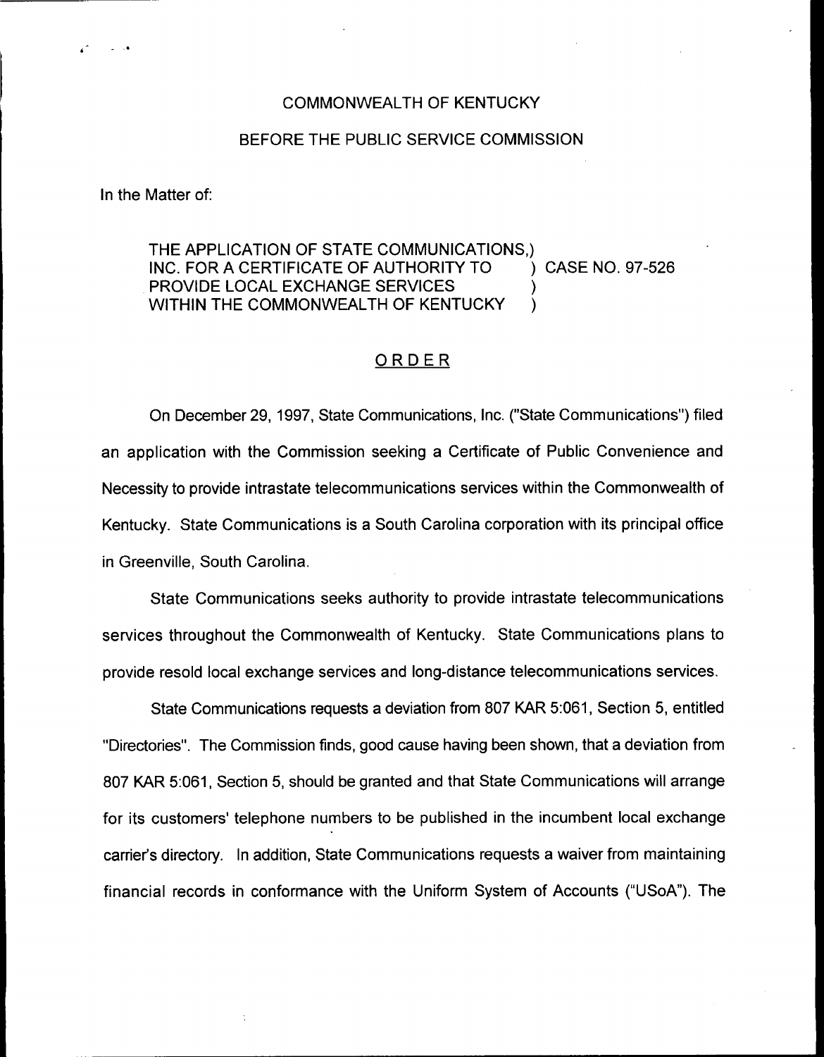COMMONWEALTH OF KENTUCKY

BEFORE THE PUBLIC SERVICE COMMISSION

In the Matter of:

THE APPLICATION OF STATE COMMUNICATIONS, INC. FOR A CERTIFICATE OF AUTHORITY TO PROVIDE LOCAL EXCHANGE SERVICES WITHIN THE COMMONWEALTH OF KENTUCKY ) CASE NO. 97-526

# ORDER

On December 29, 1997, State Communications, Inc. ("State Communications") filed an application with the Commission seeking a Certificate of Public Convenience and Necessity to provide intrastate telecommunications services within the Commonwealth of Kentucky. State Communications is a South Carolina corporation with its principal office in Greenville, South Carolina.

State Communications seeks authority to provide intrastate telecommunications services throughout the Commonwealth of Kentucky. State Communications plans to provide resold local exchange services and long-distance telecommunications services.

State Communications requests a deviation from 807 KAR 5:061, Section 5, entitled "Directories". The Commission finds, good cause having been shown, that a deviation from 807 KAR 5:061, Section 5, should be granted and that State Communications will arrange for its customers' telephone numbers to be published in the incumbent local exchange carrier's directory. In addition, State Communications requests a waiver from maintaining financial records in conformance with the Uniform System of Accounts ("USoA"). The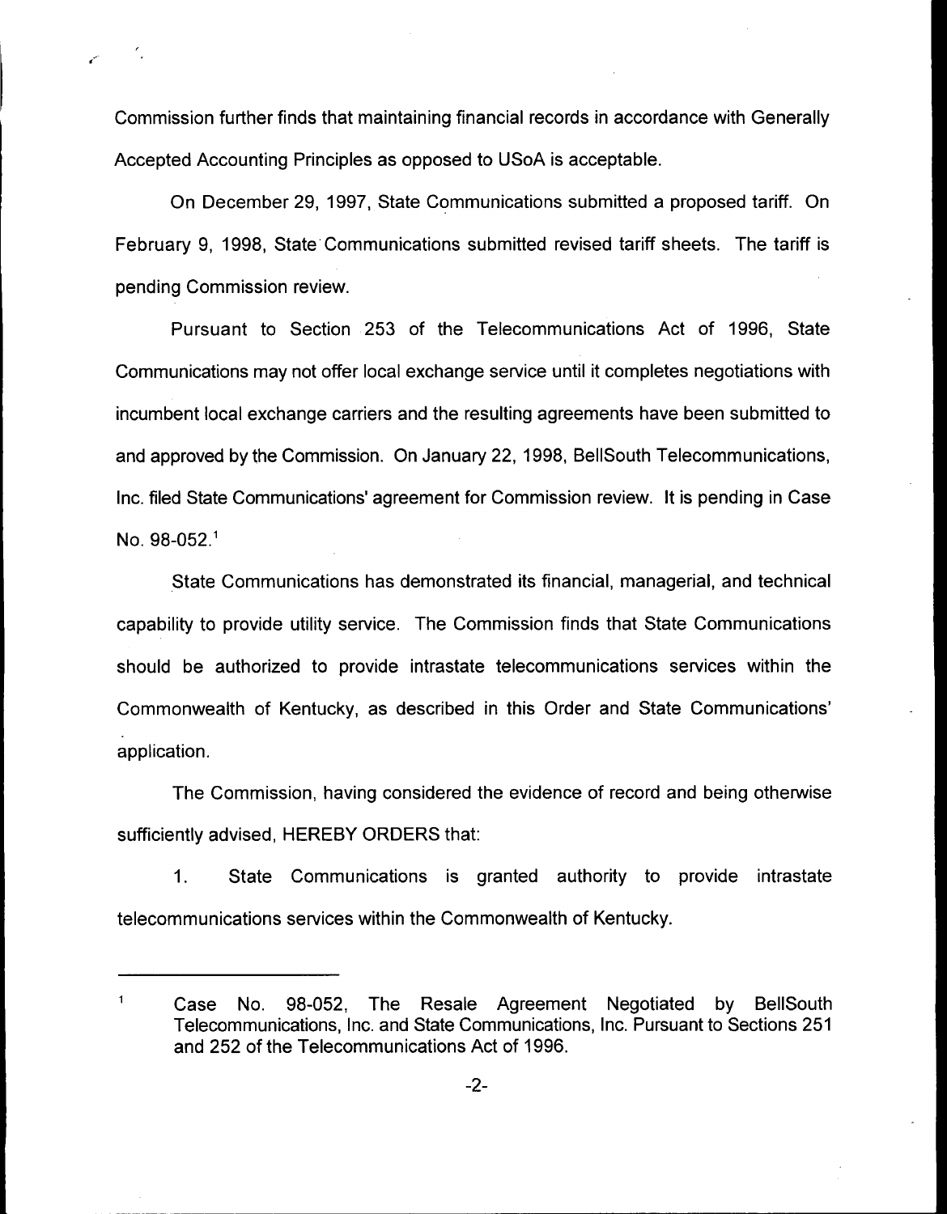Commission further finds that maintaining financial records in accordance with Generally Accepted Accounting Principles as opposed to USoA is acceptable.

On December 29, 1997, State Communications submitted a proposed tariff. On February 9, 1998, State Communications submitted revised tariff sheets. The tariff is pending Commission review.

Pursuant to Section 253 of the Telecommunications Act of 1996, State Communications may not offer local exchange service until it completes negotiations with incumbent local exchange carriers and the resulting agreements have been submitted to and approved by the Commission. On January 22, 1998, BellSouth Telecommunications, Inc. filed State Communications' agreement for Commission review. It is pending in Case No. 98-052.[1]

State Communications has demonstrated its financial, managerial, and technical capability to provide utility service. The Commission finds that State Communications should be authorized to provide intrastate telecommunications services within the Commonwealth of Kentucky, as described in this Order and State Communications' application.

The Commission, having considered the evidence of record and being otherwise sufficiently advised, HEREBY ORDERS that:

1. State Communications is granted authority to provide intrastate telecommunications services within the Commonwealth of Kentucky.

---

[1] Case No. 98-052, The Resale Agreement Negotiated by BellSouth Telecommunications, Inc. and State Communications, Inc. Pursuant to Sections 251 and 252 of the Telecommunications Act of 1996.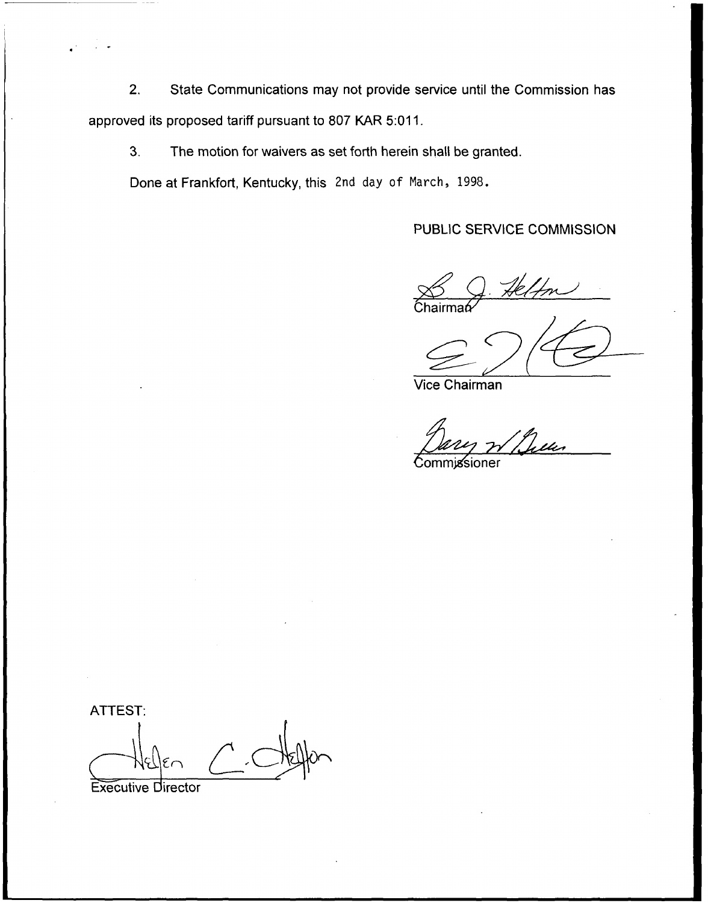2. State Communications may not provide service until the Commission has approved its proposed tariff pursuant to 807 KAR 5:011.

3. The motion for waivers as set forth herein shall be granted.

Done at Frankfort, Kentucky, this 2nd day of March, 1998.

PUBLIC SERVICE COMMISSION

Chairman

Vice Chairman

Commissioner

ATTEST:

Executive Director